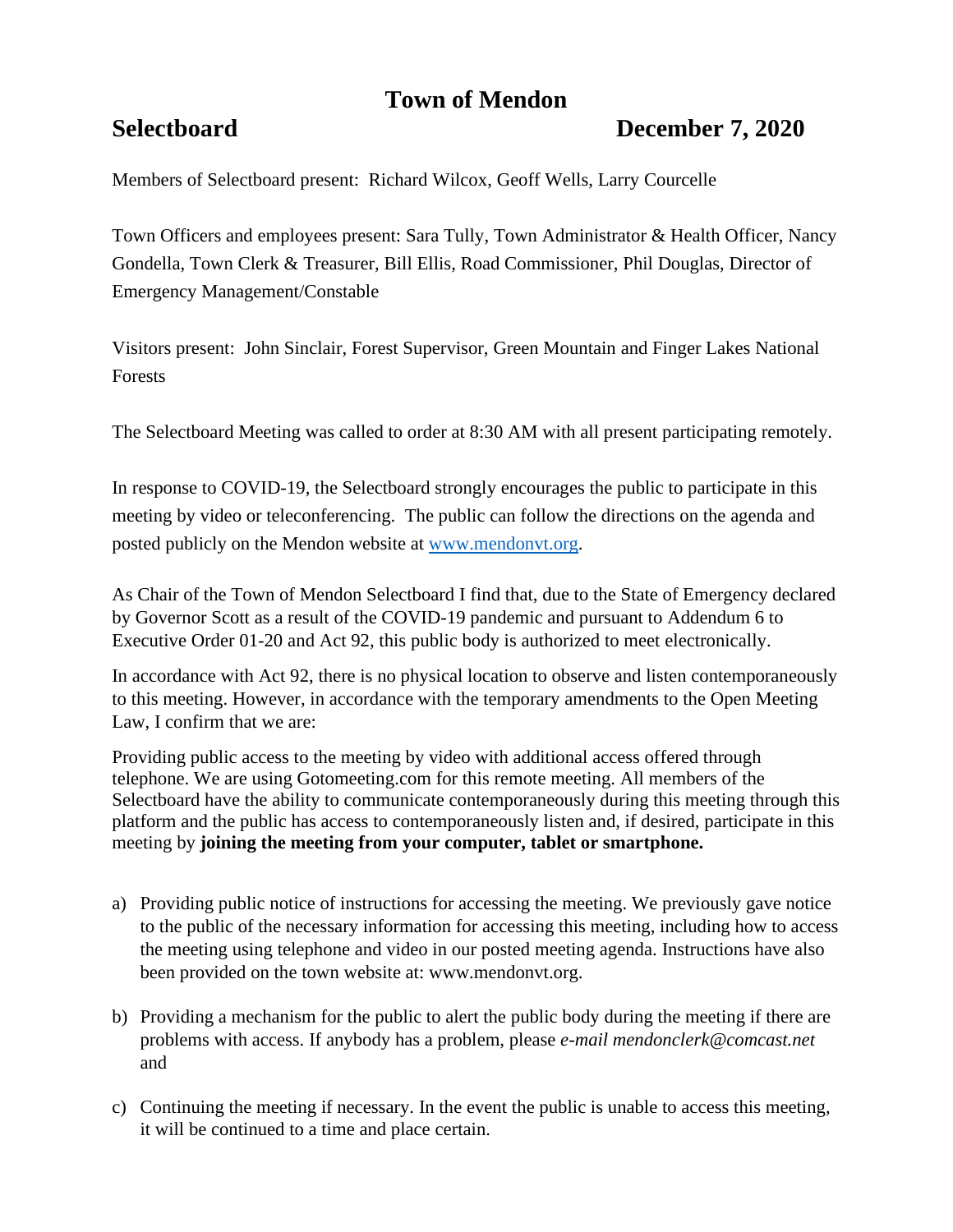# Town of Mendon

## Selectboard December 7, 2020

Members of Selectboard present: Richard Wilcox, Geoff Wells, Larry Courcelle

Town Officers and employees present: Sara Tully, Town Administrator & Health Officer, Nancy Gondella, Town Clerk & Treasurer, Bill Ellis, Road Commissioner, Phil Douglas, Director of Emergency Management/Constable

Visitors present: John Sinclair, Forest Supervisor, Green Mountain and Finger Lakes National Forests

The Selectboard Meeting was called to order at 8:30 AM with all present participating remotely.

In response to COVID-19, the Selectboard strongly encourages the public to participate in this meeting by video or teleconferencing. The public can follow the directions on the agenda and posted publicly on the Mendon website at [www.mendonvt.org](http://www.mendonvt.org).

As Chair of the Town of Mendon Selectboard I find that, due to the State of Emergency declared by Governor Scott as a result of the COVID-19 pandemic and pursuant to Addendum 6 to Executive Order 01-20 and Act 92, this public body is authorized to meet electronically.

In accordance with Act 92, there is no physical location to observe and listen contemporaneously to this meeting. However, in accordance with the temporary amendments to the Open Meeting Law, I confirm that we are:

Providing public access to the meeting by video with additional access offered through telephone. We are using Gotomeeting.com for this remote meeting. All members of the Selectboard have the ability to communicate contemporaneously during this meeting through this platform and the public has access to contemporaneously listen and, if desired, participate in this meeting by **joining the meeting from your computer, tablet or smartphone.**

a) Providing public notice of instructions for accessing the meeting. We previously gave notice to the public of the necessary information for accessing this meeting, including how to access the meeting using telephone and video in our posted meeting agenda. Instructions have also been provided on the town website at: www.mendonvt.org.

b) Providing a mechanism for the public to alert the public body during the meeting if there are problems with access. If anybody has a problem, please *e-mail mendonclerk@comcast.net* and

c) Continuing the meeting if necessary. In the event the public is unable to access this meeting, it will be continued to a time and place certain.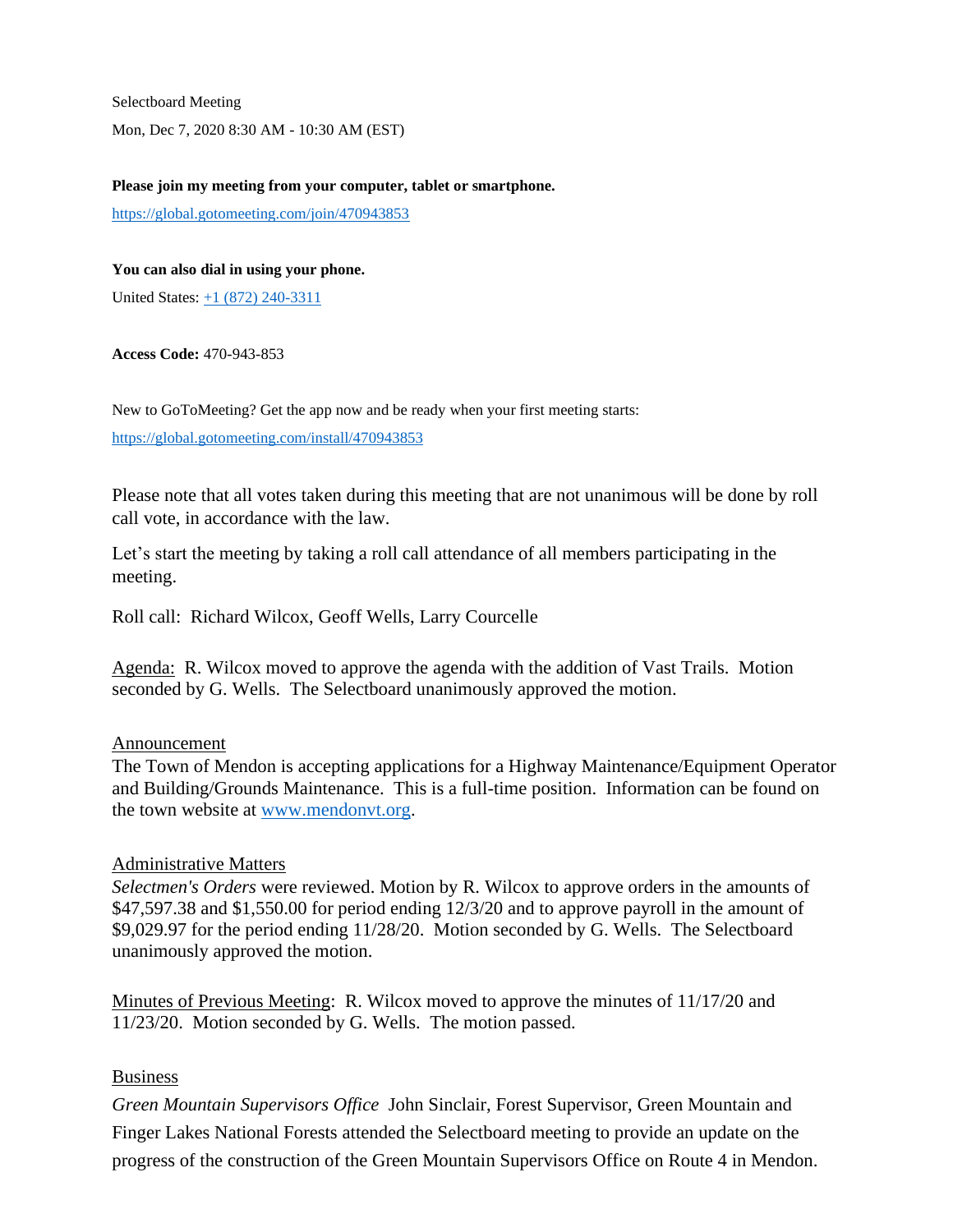Selectboard Meeting

Mon, Dec 7, 2020 8:30 AM - 10:30 AM (EST)

**Please join my meeting from your computer, tablet or smartphone.**

https://global.gotomeeting.com/join/470943853

**You can also dial in using your phone.**

United States: +1 (872) 240-3311

**Access Code:** 470-943-853

New to GoToMeeting? Get the app now and be ready when your first meeting starts:

https://global.gotomeeting.com/install/470943853

Please note that all votes taken during this meeting that are not unanimous will be done by roll call vote, in accordance with the law.

Let's start the meeting by taking a roll call attendance of all members participating in the meeting.

Roll call: Richard Wilcox, Geoff Wells, Larry Courcelle

Agenda: R. Wilcox moved to approve the agenda with the addition of Vast Trails. Motion seconded by G. Wells. The Selectboard unanimously approved the motion.

Announcement

The Town of Mendon is accepting applications for a Highway Maintenance/Equipment Operator and Building/Grounds Maintenance. This is a full-time position. Information can be found on the town website at www.mendonvt.org.

Administrative Matters

*Selectmen's Orders* were reviewed. Motion by R. Wilcox to approve orders in the amounts of $47,597.38 and $1,550.00 for period ending 12/3/20 and to approve payroll in the amount of $9,029.97 for the period ending 11/28/20. Motion seconded by G. Wells. The Selectboard unanimously approved the motion.

Minutes of Previous Meeting: R. Wilcox moved to approve the minutes of 11/17/20 and 11/23/20. Motion seconded by G. Wells. The motion passed.

Business

*Green Mountain Supervisors Office* John Sinclair, Forest Supervisor, Green Mountain and Finger Lakes National Forests attended the Selectboard meeting to provide an update on the progress of the construction of the Green Mountain Supervisors Office on Route 4 in Mendon.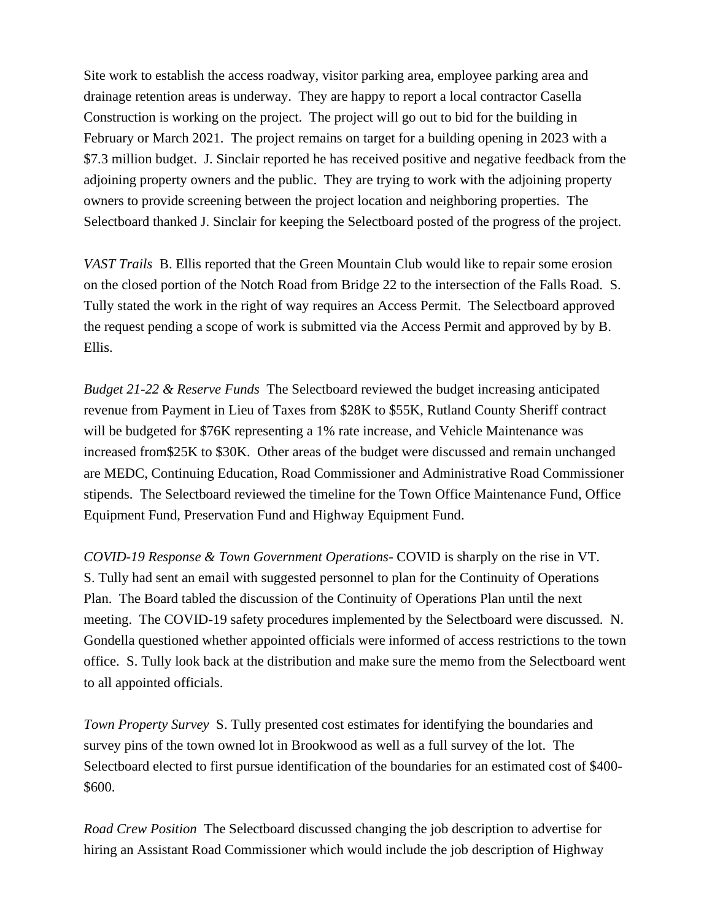Site work to establish the access roadway, visitor parking area, employee parking area and drainage retention areas is underway. They are happy to report a local contractor Casella Construction is working on the project. The project will go out to bid for the building in February or March 2021. The project remains on target for a building opening in 2023 with a $7.3 million budget. J. Sinclair reported he has received positive and negative feedback from the adjoining property owners and the public. They are trying to work with the adjoining property owners to provide screening between the project location and neighboring properties. The Selectboard thanked J. Sinclair for keeping the Selectboard posted of the progress of the project.

*VAST Trails* B. Ellis reported that the Green Mountain Club would like to repair some erosion on the closed portion of the Notch Road from Bridge 22 to the intersection of the Falls Road. S. Tully stated the work in the right of way requires an Access Permit. The Selectboard approved the request pending a scope of work is submitted via the Access Permit and approved by by B. Ellis.

*Budget 21-22 & Reserve Funds* The Selectboard reviewed the budget increasing anticipated revenue from Payment in Lieu of Taxes from $28K to $55K, Rutland County Sheriff contract will be budgeted for $76K representing a 1% rate increase, and Vehicle Maintenance was increased from$25K to $30K. Other areas of the budget were discussed and remain unchanged are MEDC, Continuing Education, Road Commissioner and Administrative Road Commissioner stipends. The Selectboard reviewed the timeline for the Town Office Maintenance Fund, Office Equipment Fund, Preservation Fund and Highway Equipment Fund.

*COVID-19 Response & Town Government Operations-* COVID is sharply on the rise in VT. S. Tully had sent an email with suggested personnel to plan for the Continuity of Operations Plan. The Board tabled the discussion of the Continuity of Operations Plan until the next meeting. The COVID-19 safety procedures implemented by the Selectboard were discussed. N. Gondella questioned whether appointed officials were informed of access restrictions to the town office. S. Tully look back at the distribution and make sure the memo from the Selectboard went to all appointed officials.

*Town Property Survey* S. Tully presented cost estimates for identifying the boundaries and survey pins of the town owned lot in Brookwood as well as a full survey of the lot. The Selectboard elected to first pursue identification of the boundaries for an estimated cost of $400-$600.

*Road Crew Position* The Selectboard discussed changing the job description to advertise for hiring an Assistant Road Commissioner which would include the job description of Highway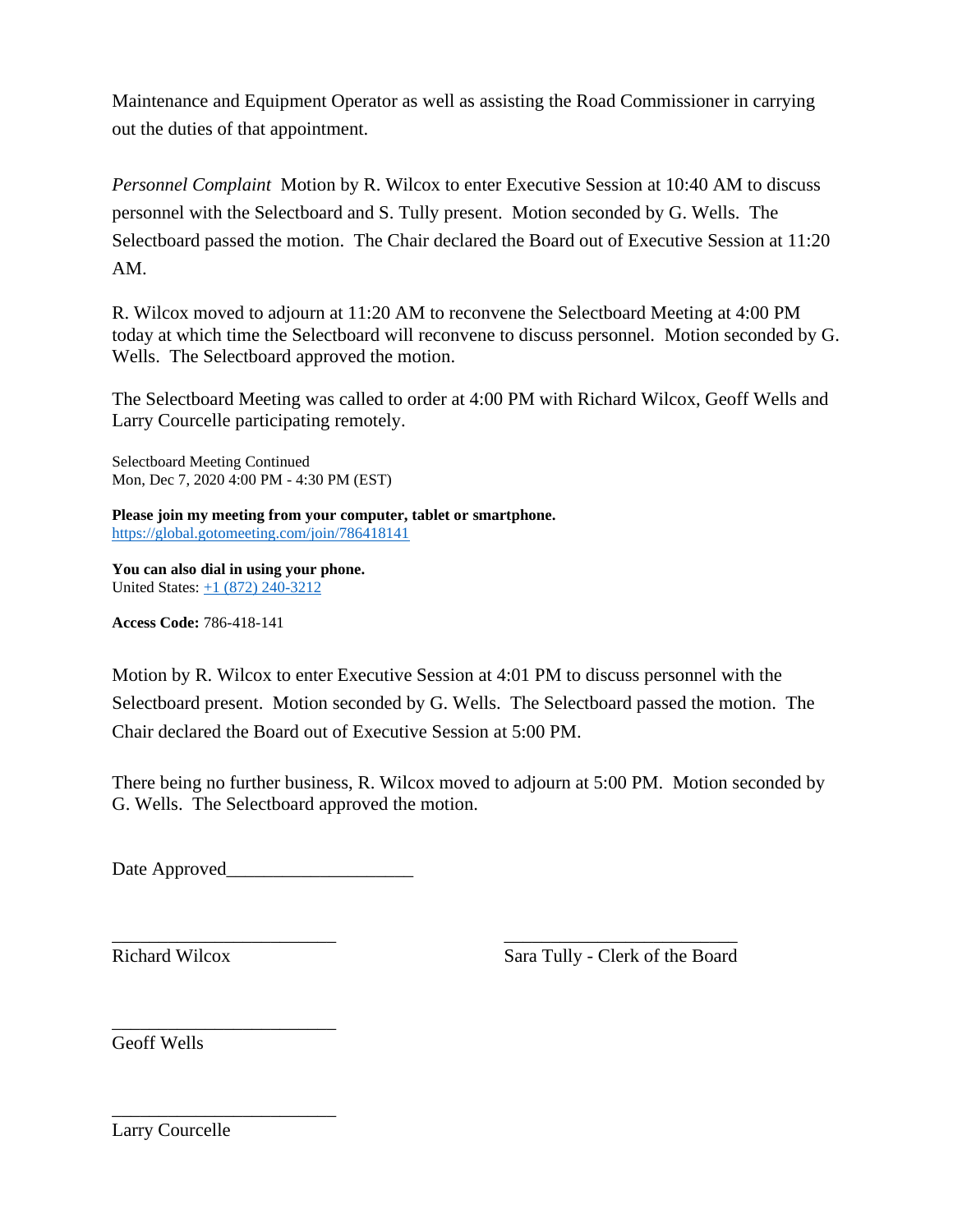Maintenance and Equipment Operator as well as assisting the Road Commissioner in carrying out the duties of that appointment.

*Personnel Complaint* Motion by R. Wilcox to enter Executive Session at 10:40 AM to discuss personnel with the Selectboard and S. Tully present. Motion seconded by G. Wells. The Selectboard passed the motion. The Chair declared the Board out of Executive Session at 11:20 AM.

R. Wilcox moved to adjourn at 11:20 AM to reconvene the Selectboard Meeting at 4:00 PM today at which time the Selectboard will reconvene to discuss personnel. Motion seconded by G. Wells. The Selectboard approved the motion.

The Selectboard Meeting was called to order at 4:00 PM with Richard Wilcox, Geoff Wells and Larry Courcelle participating remotely.

Selectboard Meeting Continued
Mon, Dec 7, 2020 4:00 PM - 4:30 PM (EST)

**Please join my meeting from your computer, tablet or smartphone.**
https://global.gotomeeting.com/join/786418141

**You can also dial in using your phone.**
United States: +1 (872) 240-3212

**Access Code:** 786-418-141

Motion by R. Wilcox to enter Executive Session at 4:01 PM to discuss personnel with the Selectboard present. Motion seconded by G. Wells. The Selectboard passed the motion. The Chair declared the Board out of Executive Session at 5:00 PM.

There being no further business, R. Wilcox moved to adjourn at 5:00 PM. Motion seconded by G. Wells. The Selectboard approved the motion.

Date Approved____________________

________________________
Richard Wilcox

________________________
Sara Tully - Clerk of the Board

________________________
Geoff Wells

________________________
Larry Courcelle